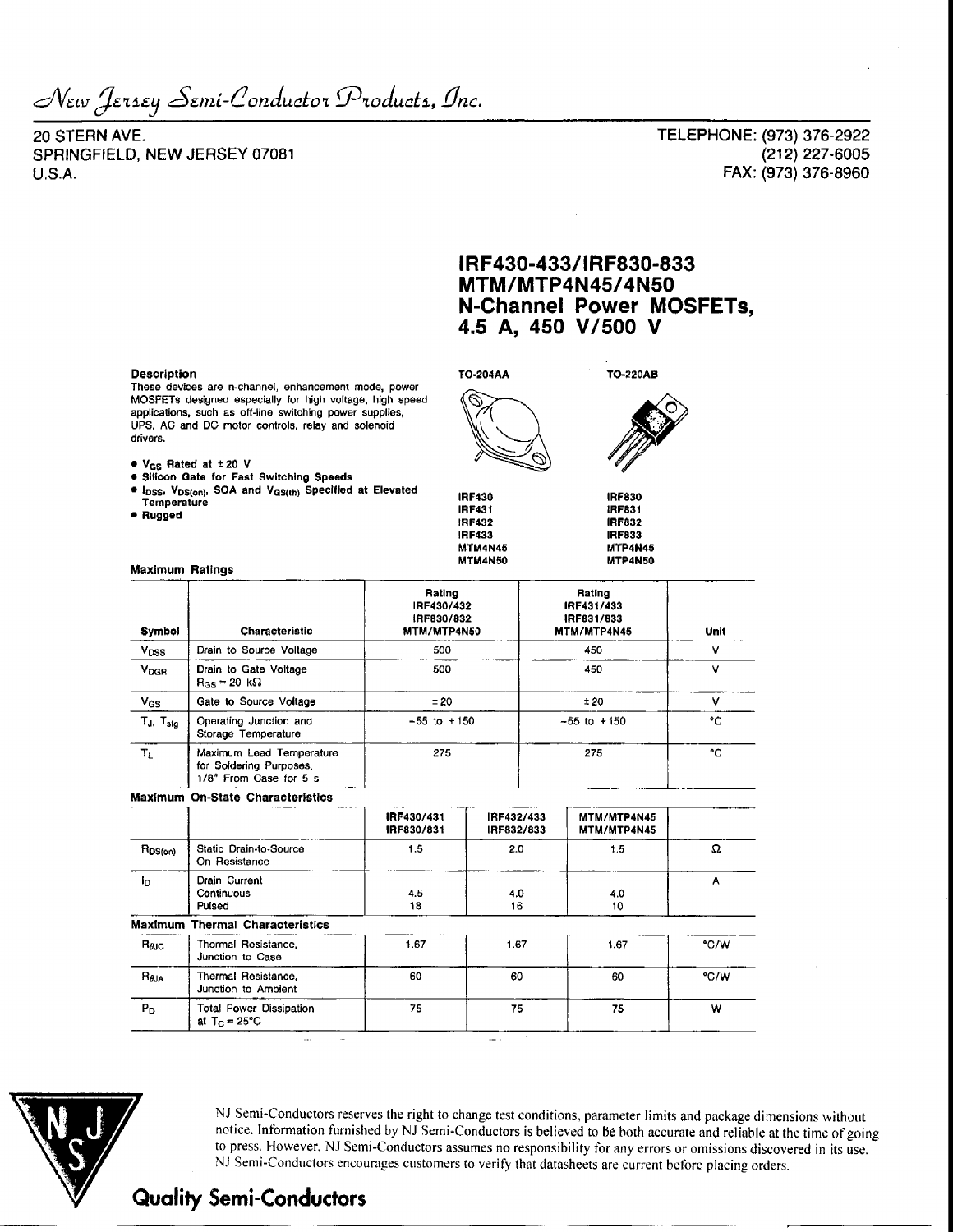*New Jersey Semi-Conductor Products, Inc.*

20 STERN AVE.
SPRINGFIELD, NEW JERSEY 07081
U.S.A.

TELEPHONE: (973) 376-2922
(212) 227-6005
FAX: (973) 376-8960

# IRF430-433/IRF830-833 MTM/MTP4N45/4N50 N-Channel Power MOSFETs, 4.5 A, 450 V/500 V

**Description**

These devices are n-channel, enhancement mode, power MOSFETs designed especially for high voltage, high speed applications, such as off-line switching power supplies, UPS, AC and DC motor controls, relay and solenoid drivers.

- **$V_{GS}$ Rated at ±20 V**
- **Silicon Gate for Fast Switching Speeds**
- **$I_{DSS}$, $V_{DS(on)}$, SOA and $V_{GS(th)}$ Specified at Elevated Temperature**
- **Rugged**

| TO-204AA | TO-220AB |
|---|---|
| IRF430 | IRF830 |
| IRF431 | IRF831 |
| IRF432 | IRF832 |
| IRF433 | IRF833 |
| MTM4N45 | MTP4N45 |
| MTM4N50 | MTP4N50 |

**Maximum Ratings**

| Symbol | Characteristic | Rating IRF430/432 IRF830/832 MTM/MTP4N50 | Rating IRF431/433 IRF831/833 MTM/MTP4N45 | Unit |
|---|---|---|---|---|
| $V_{DSS}$ | Drain to Source Voltage | 500 | 450 | V |
| $V_{DGR}$ | Drain to Gate Voltage $R_{GS}$ = 20 kΩ | 500 | 450 | V |
| $V_{GS}$ | Gate to Source Voltage | ±20 | ±20 | V |
| $T_J$, $T_{stg}$ | Operating Junction and Storage Temperature | −55 to +150 | −55 to +150 | °C |
| $T_L$ | Maximum Lead Temperature for Soldering Purposes, 1/8" From Case for 5 s | 275 | 275 | °C |

**Maximum On-State Characteristics**

| | | IRF430/431 IRF830/831 | IRF432/433 IRF832/833 | MTM/MTP4N45 MTM/MTP4N45 | |
|---|---|---|---|---|---|
| $R_{DS(on)}$ | Static Drain-to-Source On Resistance | 1.5 | 2.0 | 1.5 | Ω |
| $I_D$ | Drain Current Continuous Pulsed | 4.5 18 | 4.0 16 | 4.0 10 | A |

**Maximum Thermal Characteristics**

| | | | | | |
|---|---|---|---|---|---|
| $R_{θJC}$ | Thermal Resistance, Junction to Case | 1.67 | 1.67 | 1.67 | °C/W |
| $R_{θJA}$ | Thermal Resistance, Junction to Ambient | 60 | 60 | 60 | °C/W |
| $P_D$ | Total Power Dissipation at $T_C$ = 25°C | 75 | 75 | 75 | W |

NJ Semi-Conductors reserves the right to change test conditions, parameter limits and package dimensions without notice. Information furnished by NJ Semi-Conductors is believed to be both accurate and reliable at the time of going to press. However, NJ Semi-Conductors assumes no responsibility for any errors or omissions discovered in its use. NJ Semi-Conductors encourages customers to verify that datasheets are current before placing orders.

**Quality Semi-Conductors**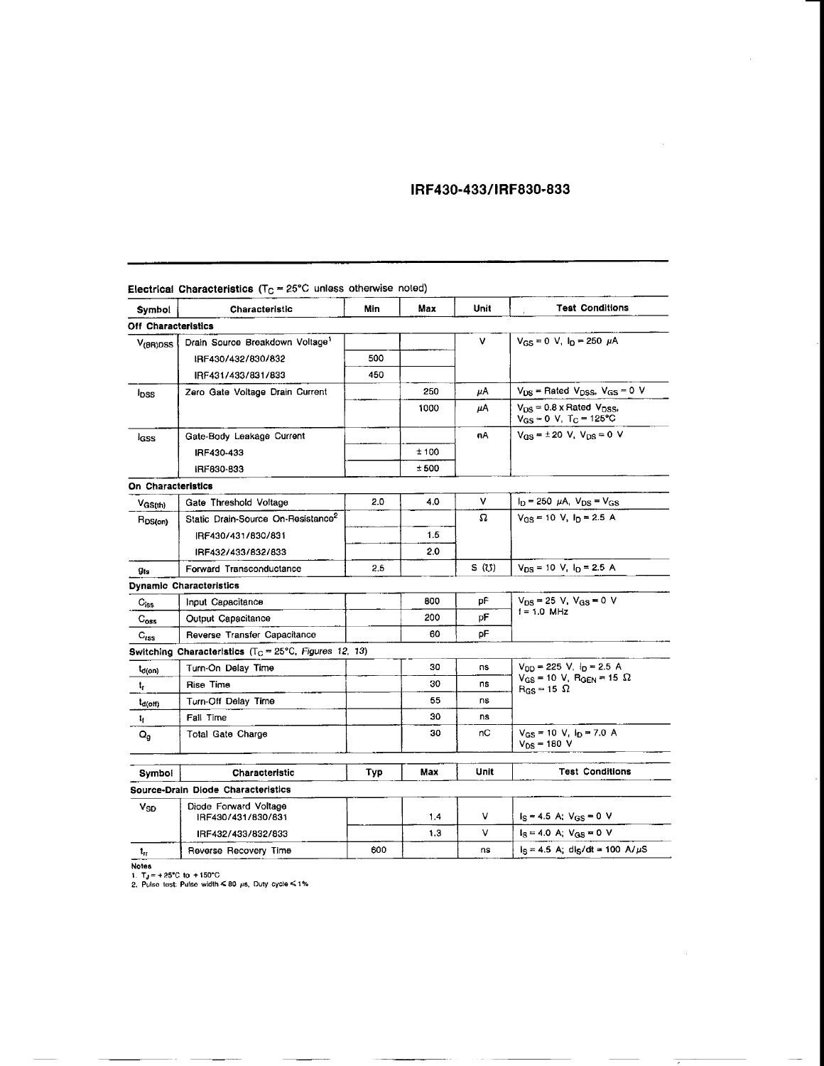## Electrical Characteristics ($T_C = 25°C$ unless otherwise noted)

| Symbol | Characteristic | Min | Max | Unit | Test Conditions |
|---|---|---|---|---|---|
| **Off Characteristics** | | | | | |
| $V_{(BR)DSS}$ | Drain Source Breakdown Voltage[1] | | | V | $V_{GS} = 0$ V, $I_D = 250$ μA |
| | IRF430/432/830/832 | 500 | | | |
| | IRF431/433/831/833 | 450 | | | |
| $I_{DSS}$ | Zero Gate Voltage Drain Current | | 250 | μA | $V_{DS}$ = Rated $V_{DSS}$, $V_{GS} = 0$ V |
| | | | 1000 | μA | $V_{DS} = 0.8 \times$ Rated $V_{DSS}$, $V_{GS} = 0$ V, $T_C = 125°C$ |
| $I_{GSS}$ | Gate-Body Leakage Current | | | nA | $V_{GS} = \pm 20$ V, $V_{DS} = 0$ V |
| | IRF430-433 | | ± 100 | | |
| | IRF830-833 | | ± 500 | | |
| **On Characteristics** | | | | | |
| $V_{GS(th)}$ | Gate Threshold Voltage | 2.0 | 4.0 | V | $I_D = 250$ μA, $V_{DS} = V_{GS}$ |
| $R_{DS(on)}$ | Static Drain-Source On-Resistance[2] | | | Ω | $V_{GS} = 10$ V, $I_D = 2.5$ A |
| | IRF430/431/830/831 | | 1.5 | | |
| | IRF432/433/832/833 | | 2.0 | | |
| $g_{fs}$ | Forward Transconductance | 2.5 | | S (℧) | $V_{DS} = 10$ V, $I_D = 2.5$ A |
| **Dynamic Characteristics** | | | | | |
| $C_{iss}$ | Input Capacitance | | 800 | pF | $V_{DS} = 25$ V, $V_{GS} = 0$ V<br>f = 1.0 MHz |
| $C_{oss}$ | Output Capacitance | | 200 | pF | |
| $C_{rss}$ | Reverse Transfer Capacitance | | 60 | pF | |
| **Switching Characteristics** ($T_C = 25°C$, *Figures 12, 13*) | | | | | |
| $t_{d(on)}$ | Turn-On Delay Time | | 30 | ns | $V_{DD} = 225$ V, $I_D = 2.5$ A<br>$V_{GS} = 10$ V, $R_{GEN} = 15$ Ω<br>$R_{GS} = 15$ Ω |
| $t_r$ | Rise Time | | 30 | ns | |
| $t_{d(off)}$ | Turn-Off Delay Time | | 55 | ns | |
| $t_f$ | Fall Time | | 30 | ns | |
| $Q_g$ | Total Gate Charge | | 30 | nC | $V_{GS} = 10$ V, $I_D = 7.0$ A<br>$V_{DS} = 180$ V |

| Symbol | Characteristic | Typ | Max | Unit | Test Conditions |
|---|---|---|---|---|---|
| **Source-Drain Diode Characteristics** | | | | | |
| $V_{SD}$ | Diode Forward Voltage<br>IRF430/431/830/831 | | 1.4 | V | $I_S = 4.5$ A; $V_{GS} = 0$ V |
| | IRF432/433/832/833 | | 1.3 | V | $I_S = 4.0$ A; $V_{GS} = 0$ V |
| $t_{rr}$ | Reverse Recovery Time | 600 | | ns | $I_S = 4.5$ A; $dI_S/dt = 100$ A/μS |

**Notes**

1. $T_J = +25°C$ to $+150°C$
2. Pulse test: Pulse width ≤ 80 μs, Duty cycle ≤ 1%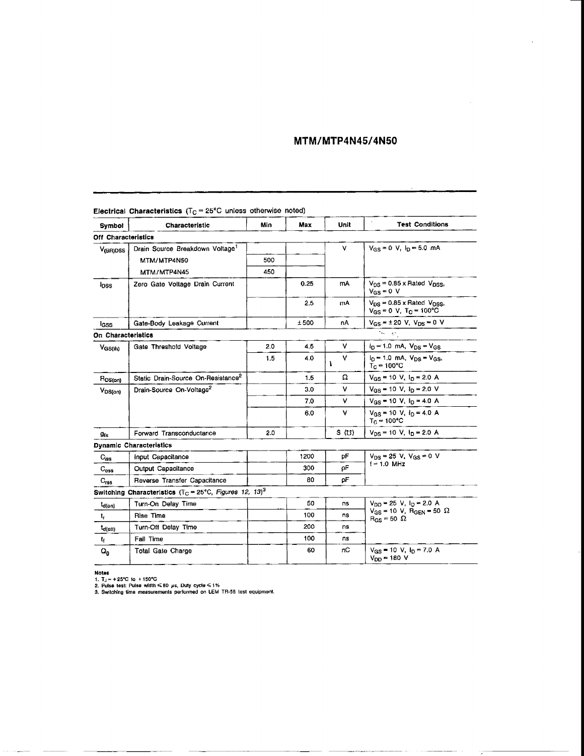## MTM/MTP4N45/4N50

**Electrical Characteristics** ($T_C = 25°C$ unless otherwise noted)

| Symbol | Characteristic | Min | Max | Unit | Test Conditions |
|---|---|---|---|---|---|
| **Off Characteristics** | | | | | |
| $V_{(BR)DSS}$ | Drain Source Breakdown Voltage[1] | | | V | $V_{GS} = 0$ V, $I_D = 5.0$ mA |
| | MTM/MTP4N50 | 500 | | | |
| | MTM/MTP4N45 | 450 | | | |
| $I_{DSS}$ | Zero Gate Voltage Drain Current | | 0.25 | mA | $V_{DS} = 0.85 \times$ Rated $V_{DSS}$, $V_{GS} = 0$ V |
| | | | 2.5 | mA | $V_{DS} = 0.85 \times$ Rated $V_{DSS}$, $V_{GS} = 0$ V, $T_C = 100°C$ |
| $I_{GSS}$ | Gate-Body Leakage Current | | ±500 | nA | $V_{GS} = \pm 20$ V, $V_{DS} = 0$ V |
| **On Characteristics** | | | | | |
| $V_{GS(th)}$ | Gate Threshold Voltage | 2.0 | 4.5 | V | $I_D = 1.0$ mA, $V_{DS} = V_{GS}$ |
| | | 1.5 | 4.0 | V | $I_D = 1.0$ mA, $V_{DS} = V_{GS}$, $T_C = 100°C$ |
| $R_{DS(on)}$ | Static Drain-Source On-Resistance[2] | | 1.5 | Ω | $V_{GS} = 10$ V, $I_D = 2.0$ A |
| $V_{DS(on)}$ | Drain-Source On-Voltage[2] | | 3.0 | V | $V_{GS} = 10$ V, $I_D = 2.0$ V |
| | | | 7.0 | V | $V_{GS} = 10$ V, $I_D = 4.0$ A |
| | | | 6.0 | V | $V_{GS} = 10$ V, $I_D = 4.0$ A, $T_C = 100°C$ |
| $g_{fs}$ | Forward Transconductance | 2.0 | | S (℧) | $V_{DS} = 10$ V, $I_D = 2.0$ A |
| **Dynamic Characteristics** | | | | | |
| $C_{iss}$ | Input Capacitance | | 1200 | pF | $V_{DS} = 25$ V, $V_{GS} = 0$ V, f = 1.0 MHz |
| $C_{oss}$ | Output Capacitance | | 300 | pF | |
| $C_{rss}$ | Reverse Transfer Capacitance | | 80 | pF | |
| **Switching Characteristics** ($T_C = 25°C$, *Figures 12, 13*)[3] | | | | | |
| $t_{d(on)}$ | Turn-On Delay Time | | 50 | ns | $V_{DD} = 25$ V, $I_D = 2.0$ A, $V_{GS} = 10$ V, $R_{GEN} = 50$ Ω, $R_{GS} = 50$ Ω |
| $t_r$ | Rise Time | | 100 | ns | |
| $t_{d(off)}$ | Turn-Off Delay Time | | 200 | ns | |
| $t_f$ | Fall Time | | 100 | ns | |
| $Q_g$ | Total Gate Charge | | 60 | nC | $V_{GS} = 10$ V, $I_D = 7.0$ A, $V_{DD} = 180$ V |

**Notes**
1. $T_J = +25°C$ to $+150°C$
2. Pulse test: Pulse width ≤ 80 μs, Duty cycle ≤ 1%
3. Switching time measurements performed on LEM TR-58 test equipment.